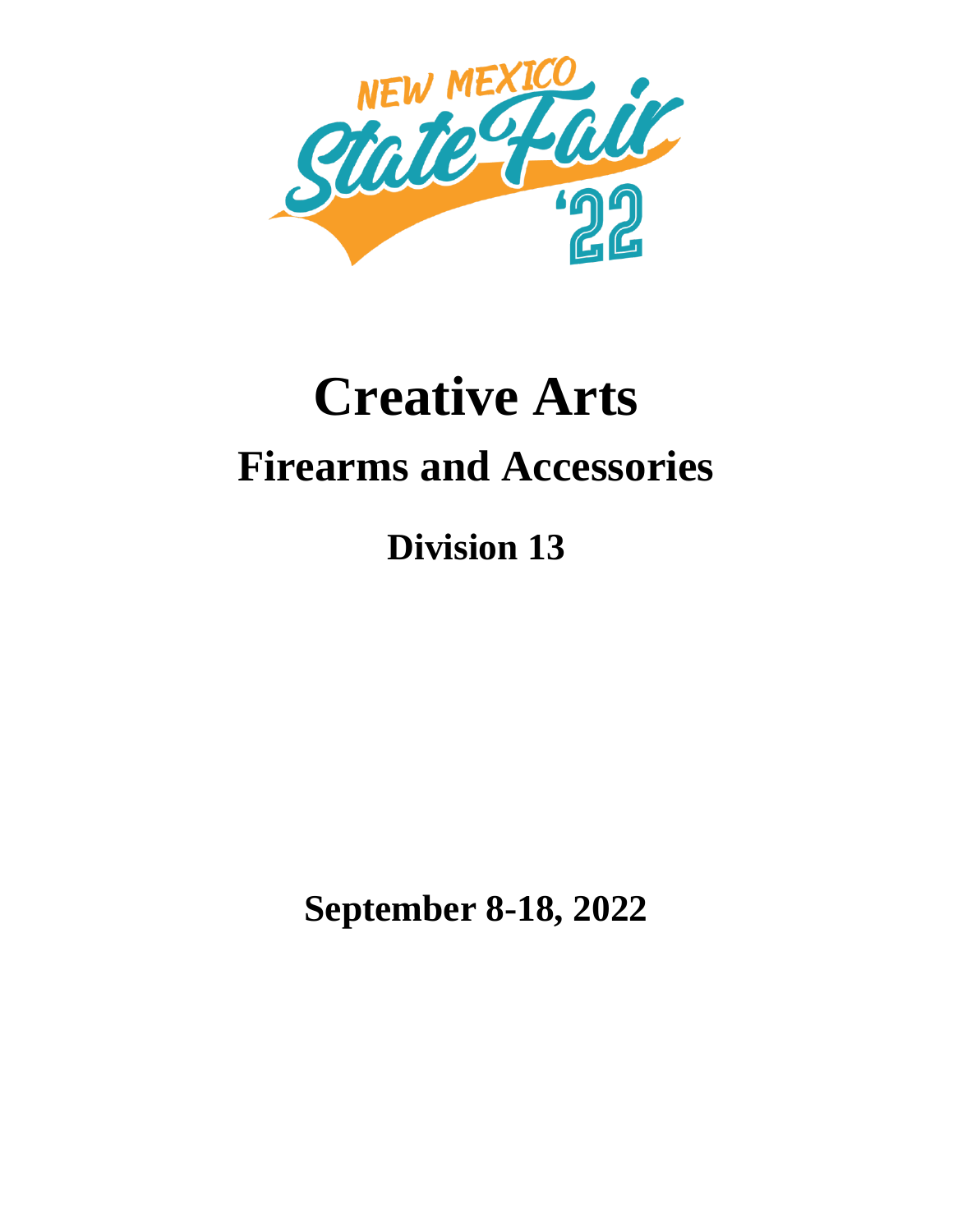# Creative Arts

## Firearms and Accessories

### Division 13

**September 8-18, 2022**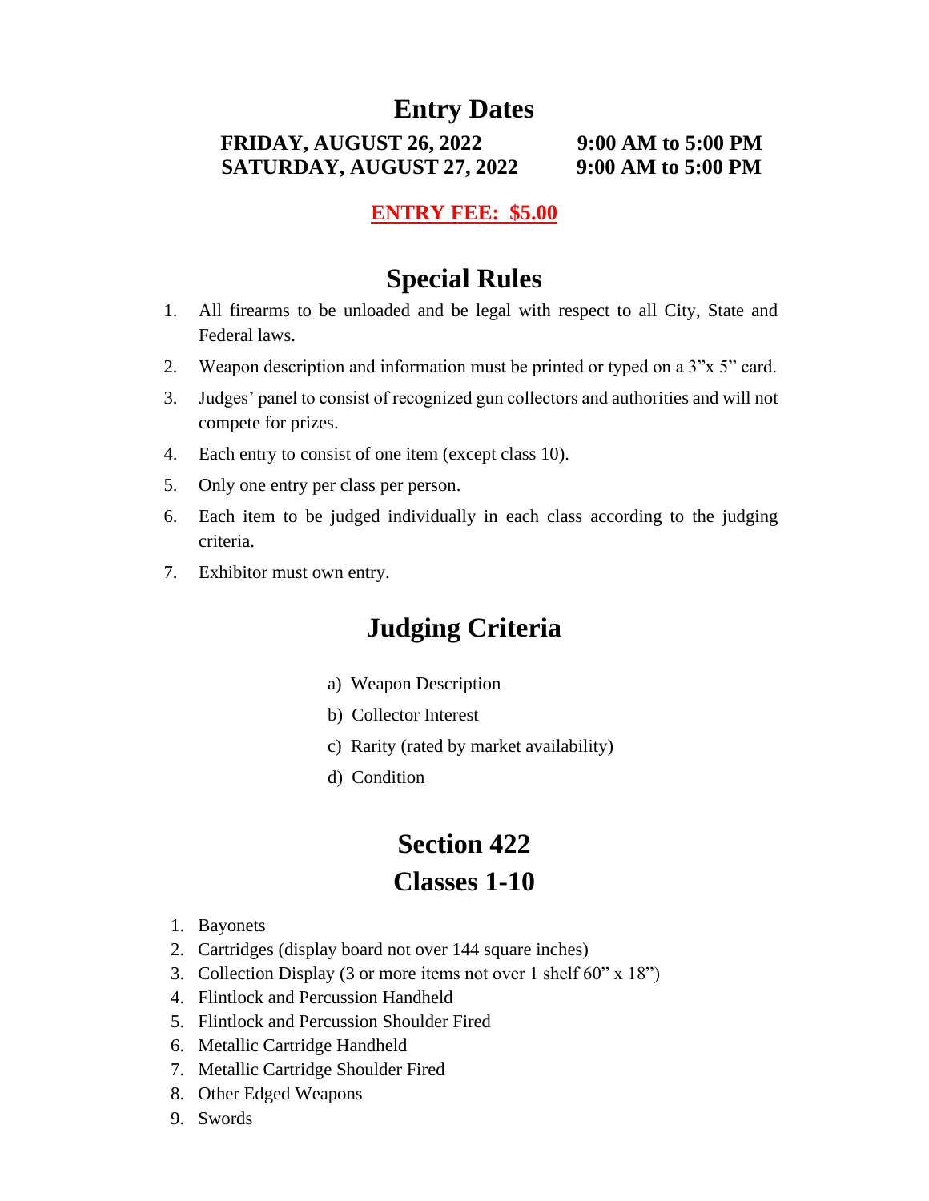# Entry Dates

**FRIDAY, AUGUST 26, 2022 9:00 AM to 5:00 PM**
**SATURDAY, AUGUST 27, 2022 9:00 AM to 5:00 PM**

**ENTRY FEE: $5.00**

# Special Rules

1. All firearms to be unloaded and be legal with respect to all City, State and Federal laws.
2. Weapon description and information must be printed or typed on a 3"x 5" card.
3. Judges' panel to consist of recognized gun collectors and authorities and will not compete for prizes.
4. Each entry to consist of one item (except class 10).
5. Only one entry per class per person.
6. Each item to be judged individually in each class according to the judging criteria.
7. Exhibitor must own entry.

# Judging Criteria

a) Weapon Description
b) Collector Interest
c) Rarity (rated by market availability)
d) Condition

# Section 422
# Classes 1-10

1. Bayonets
2. Cartridges (display board not over 144 square inches)
3. Collection Display (3 or more items not over 1 shelf 60" x 18")
4. Flintlock and Percussion Handheld
5. Flintlock and Percussion Shoulder Fired
6. Metallic Cartridge Handheld
7. Metallic Cartridge Shoulder Fired
8. Other Edged Weapons
9. Swords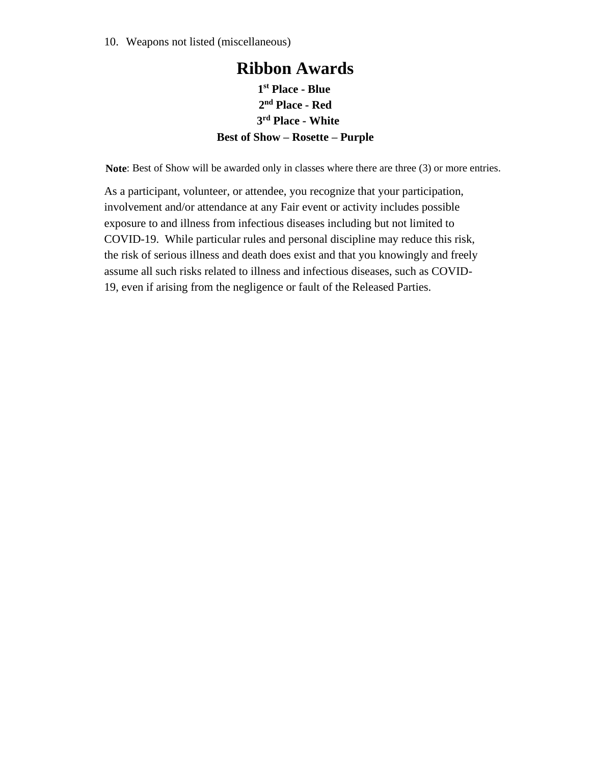10. Weapons not listed (miscellaneous)

# Ribbon Awards

**1st Place - Blue**
**2nd Place - Red**
**3rd Place - White**
**Best of Show – Rosette – Purple**

**Note**: Best of Show will be awarded only in classes where there are three (3) or more entries.

As a participant, volunteer, or attendee, you recognize that your participation, involvement and/or attendance at any Fair event or activity includes possible exposure to and illness from infectious diseases including but not limited to COVID-19. While particular rules and personal discipline may reduce this risk, the risk of serious illness and death does exist and that you knowingly and freely assume all such risks related to illness and infectious diseases, such as COVID-19, even if arising from the negligence or fault of the Released Parties.